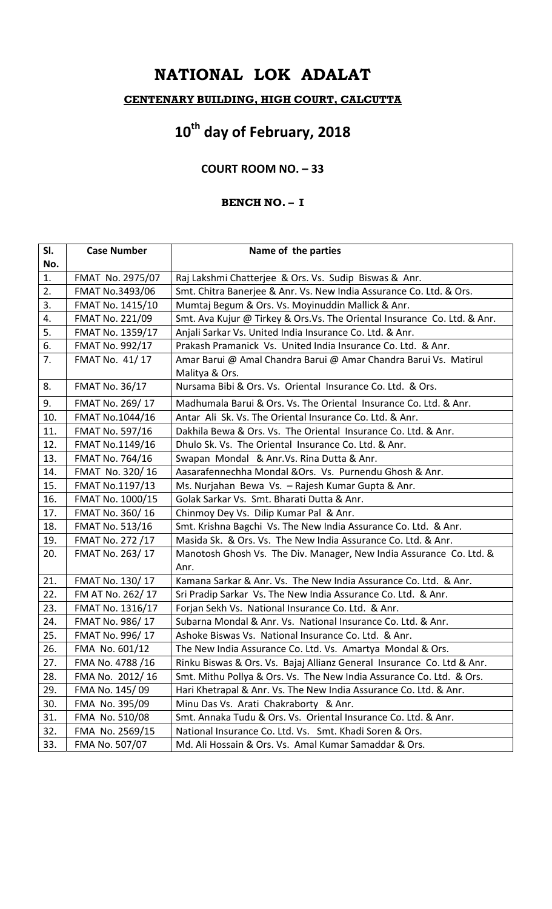# NATIONAL LOK ADALAT

**CENTENARY BUILDING, HIGH COURT, CALCUTTA**

## 10th day of February, 2018

### COURT ROOM NO. – 33

#### BENCH NO. – I

| Sl. No. | Case Number | Name of the parties |
|---|---|---|
| 1. | FMAT No. 2975/07 | Raj Lakshmi Chatterjee & Ors. Vs. Sudip Biswas & Anr. |
| 2. | FMAT No.3493/06 | Smt. Chitra Banerjee & Anr. Vs. New India Assurance Co. Ltd. & Ors. |
| 3. | FMAT No. 1415/10 | Mumtaj Begum & Ors. Vs. Moyinuddin Mallick & Anr. |
| 4. | FMAT No. 221/09 | Smt. Ava Kujur @ Tirkey & Ors.Vs. The Oriental Insurance Co. Ltd. & Anr. |
| 5. | FMAT No. 1359/17 | Anjali Sarkar Vs. United India Insurance Co. Ltd. & Anr. |
| 6. | FMAT No. 992/17 | Prakash Pramanick Vs. United India Insurance Co. Ltd. & Anr. |
| 7. | FMAT No. 41/ 17 | Amar Barui @ Amal Chandra Barui @ Amar Chandra Barui Vs. Matirul Malitya & Ors. |
| 8. | FMAT No. 36/17 | Nursama Bibi & Ors. Vs. Oriental Insurance Co. Ltd. & Ors. |
| 9. | FMAT No. 269/ 17 | Madhumala Barui & Ors. Vs. The Oriental Insurance Co. Ltd. & Anr. |
| 10. | FMAT No.1044/16 | Antar Ali Sk. Vs. The Oriental Insurance Co. Ltd. & Anr. |
| 11. | FMAT No. 597/16 | Dakhila Bewa & Ors. Vs. The Oriental Insurance Co. Ltd. & Anr. |
| 12. | FMAT No.1149/16 | Dhulo Sk. Vs. The Oriental Insurance Co. Ltd. & Anr. |
| 13. | FMAT No. 764/16 | Swapan Mondal & Anr.Vs. Rina Dutta & Anr. |
| 14. | FMAT No. 320/ 16 | Aasarafennechha Mondal &Ors. Vs. Purnendu Ghosh & Anr. |
| 15. | FMAT No.1197/13 | Ms. Nurjahan Bewa Vs. – Rajesh Kumar Gupta & Anr. |
| 16. | FMAT No. 1000/15 | Golak Sarkar Vs. Smt. Bharati Dutta & Anr. |
| 17. | FMAT No. 360/ 16 | Chinmoy Dey Vs. Dilip Kumar Pal & Anr. |
| 18. | FMAT No. 513/16 | Smt. Krishna Bagchi Vs. The New India Assurance Co. Ltd. & Anr. |
| 19. | FMAT No. 272 /17 | Masida Sk. & Ors. Vs. The New India Assurance Co. Ltd. & Anr. |
| 20. | FMAT No. 263/ 17 | Manotosh Ghosh Vs. The Div. Manager, New India Assurance Co. Ltd. & Anr. |
| 21. | FMAT No. 130/ 17 | Kamana Sarkar & Anr. Vs. The New India Assurance Co. Ltd. & Anr. |
| 22. | FM AT No. 262/ 17 | Sri Pradip Sarkar Vs. The New India Assurance Co. Ltd. & Anr. |
| 23. | FMAT No. 1316/17 | Forjan Sekh Vs. National Insurance Co. Ltd. & Anr. |
| 24. | FMAT No. 986/ 17 | Subarna Mondal & Anr. Vs. National Insurance Co. Ltd. & Anr. |
| 25. | FMAT No. 996/ 17 | Ashoke Biswas Vs. National Insurance Co. Ltd. & Anr. |
| 26. | FMA No. 601/12 | The New India Assurance Co. Ltd. Vs. Amartya Mondal & Ors. |
| 27. | FMA No. 4788 /16 | Rinku Biswas & Ors. Vs. Bajaj Allianz General Insurance Co. Ltd & Anr. |
| 28. | FMA No. 2012/ 16 | Smt. Mithu Pollya & Ors. Vs. The New India Assurance Co. Ltd. & Ors. |
| 29. | FMA No. 145/ 09 | Hari Khetrapal & Anr. Vs. The New India Assurance Co. Ltd. & Anr. |
| 30. | FMA No. 395/09 | Minu Das Vs. Arati Chakraborty & Anr. |
| 31. | FMA No. 510/08 | Smt. Annaka Tudu & Ors. Vs. Oriental Insurance Co. Ltd. & Anr. |
| 32. | FMA No. 2569/15 | National Insurance Co. Ltd. Vs. Smt. Khadi Soren & Ors. |
| 33. | FMA No. 507/07 | Md. Ali Hossain & Ors. Vs. Amal Kumar Samaddar & Ors. |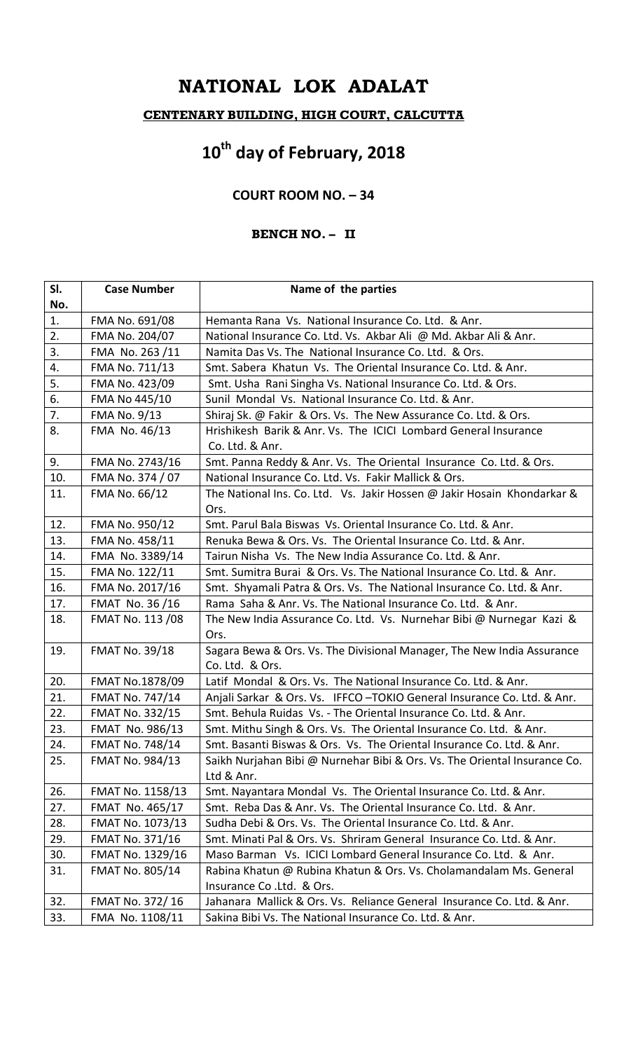# NATIONAL LOK ADALAT

## CENTENARY BUILDING, HIGH COURT, CALCUTTA

# 10th day of February, 2018

### COURT ROOM NO. – 34

### BENCH NO. – II

| Sl. No. | Case Number | Name of the parties |
|---|---|---|
| 1. | FMA No. 691/08 | Hemanta Rana Vs. National Insurance Co. Ltd. & Anr. |
| 2. | FMA No. 204/07 | National Insurance Co. Ltd. Vs. Akbar Ali @ Md. Akbar Ali & Anr. |
| 3. | FMA No. 263 /11 | Namita Das Vs. The National Insurance Co. Ltd. & Ors. |
| 4. | FMA No. 711/13 | Smt. Sabera Khatun Vs. The Oriental Insurance Co. Ltd. & Anr. |
| 5. | FMA No. 423/09 | Smt. Usha Rani Singha Vs. National Insurance Co. Ltd. & Ors. |
| 6. | FMA No 445/10 | Sunil Mondal Vs. National Insurance Co. Ltd. & Anr. |
| 7. | FMA No. 9/13 | Shiraj Sk. @ Fakir & Ors. Vs. The New Assurance Co. Ltd. & Ors. |
| 8. | FMA No. 46/13 | Hrishikesh Barik & Anr. Vs. The ICICI Lombard General Insurance Co. Ltd. & Anr. |
| 9. | FMA No. 2743/16 | Smt. Panna Reddy & Anr. Vs. The Oriental Insurance Co. Ltd. & Ors. |
| 10. | FMA No. 374 / 07 | National Insurance Co. Ltd. Vs. Fakir Mallick & Ors. |
| 11. | FMA No. 66/12 | The National Ins. Co. Ltd. Vs. Jakir Hossen @ Jakir Hosain Khondarkar & Ors. |
| 12. | FMA No. 950/12 | Smt. Parul Bala Biswas Vs. Oriental Insurance Co. Ltd. & Anr. |
| 13. | FMA No. 458/11 | Renuka Bewa & Ors. Vs. The Oriental Insurance Co. Ltd. & Anr. |
| 14. | FMA No. 3389/14 | Tairun Nisha Vs. The New India Assurance Co. Ltd. & Anr. |
| 15. | FMA No. 122/11 | Smt. Sumitra Burai & Ors. Vs. The National Insurance Co. Ltd. & Anr. |
| 16. | FMA No. 2017/16 | Smt. Shyamali Patra & Ors. Vs. The National Insurance Co. Ltd. & Anr. |
| 17. | FMAT No. 36 /16 | Rama Saha & Anr. Vs. The National Insurance Co. Ltd. & Anr. |
| 18. | FMAT No. 113 /08 | The New India Assurance Co. Ltd. Vs. Nurnehar Bibi @ Nurnegar Kazi & Ors. |
| 19. | FMAT No. 39/18 | Sagara Bewa & Ors. Vs. The Divisional Manager, The New India Assurance Co. Ltd. & Ors. |
| 20. | FMAT No.1878/09 | Latif Mondal & Ors. Vs. The National Insurance Co. Ltd. & Anr. |
| 21. | FMAT No. 747/14 | Anjali Sarkar & Ors. Vs. IFFCO –TOKIO General Insurance Co. Ltd. & Anr. |
| 22. | FMAT No. 332/15 | Smt. Behula Ruidas Vs. - The Oriental Insurance Co. Ltd. & Anr. |
| 23. | FMAT No. 986/13 | Smt. Mithu Singh & Ors. Vs. The Oriental Insurance Co. Ltd. & Anr. |
| 24. | FMAT No. 748/14 | Smt. Basanti Biswas & Ors. Vs. The Oriental Insurance Co. Ltd. & Anr. |
| 25. | FMAT No. 984/13 | Saikh Nurjahan Bibi @ Nurnehar Bibi & Ors. Vs. The Oriental Insurance Co. Ltd & Anr. |
| 26. | FMAT No. 1158/13 | Smt. Nayantara Mondal Vs. The Oriental Insurance Co. Ltd. & Anr. |
| 27. | FMAT No. 465/17 | Smt. Reba Das & Anr. Vs. The Oriental Insurance Co. Ltd. & Anr. |
| 28. | FMAT No. 1073/13 | Sudha Debi & Ors. Vs. The Oriental Insurance Co. Ltd. & Anr. |
| 29. | FMAT No. 371/16 | Smt. Minati Pal & Ors. Vs. Shriram General Insurance Co. Ltd. & Anr. |
| 30. | FMAT No. 1329/16 | Maso Barman Vs. ICICI Lombard General Insurance Co. Ltd. & Anr. |
| 31. | FMAT No. 805/14 | Rabina Khatun @ Rubina Khatun & Ors. Vs. Cholamandalam Ms. General Insurance Co .Ltd. & Ors. |
| 32. | FMAT No. 372/ 16 | Jahanara Mallick & Ors. Vs. Reliance General Insurance Co. Ltd. & Anr. |
| 33. | FMA No. 1108/11 | Sakina Bibi Vs. The National Insurance Co. Ltd. & Anr. |